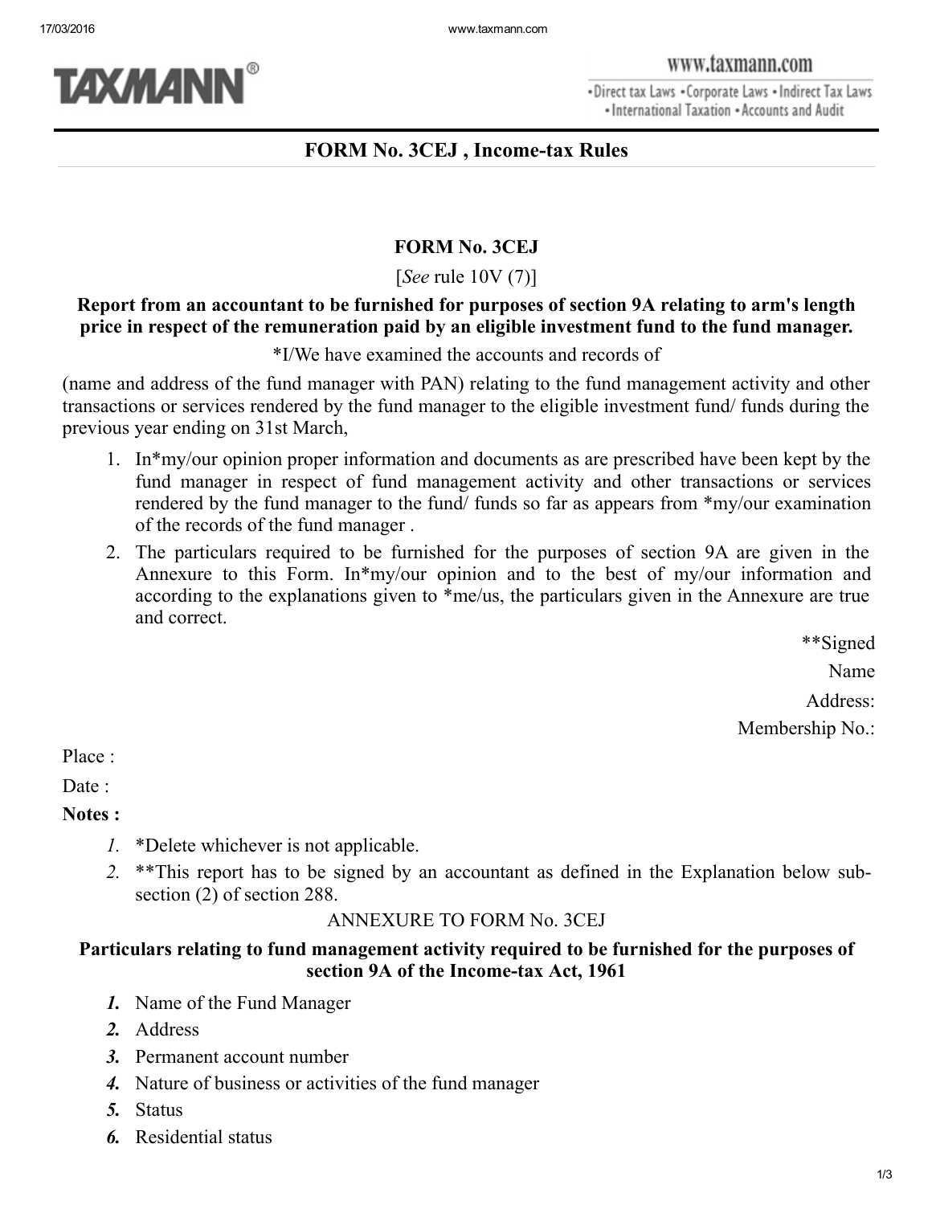# FORM No. 3CEJ , Income-tax Rules

## FORM No. 3CEJ

[*See* rule 10V (7)]

**Report from an accountant to be furnished for purposes of section 9A relating to arm's length price in respect of the remuneration paid by an eligible investment fund to the fund manager.**

*I/We have examined the accounts and records of

(name and address of the fund manager with PAN) relating to the fund management activity and other transactions or services rendered by the fund manager to the eligible investment fund/ funds during the previous year ending on 31st March,

1. In*my/our opinion proper information and documents as are prescribed have been kept by the fund manager in respect of fund management activity and other transactions or services rendered by the fund manager to the fund/ funds so far as appears from *my/our examination of the records of the fund manager .
2. The particulars required to be furnished for the purposes of section 9A are given in the Annexure to this Form. In*my/our opinion and to the best of my/our information and according to the explanations given to *me/us, the particulars given in the Annexure are true and correct.

**Signed

Name

Address:

Membership No.:

Place :

Date :

**Notes :**

*1.* *Delete whichever is not applicable.

*2.* **This report has to be signed by an accountant as defined in the Explanation below sub-section (2) of section 288.

ANNEXURE TO FORM No. 3CEJ

**Particulars relating to fund management activity required to be furnished for the purposes of section 9A of the Income-tax Act, 1961**

***1.*** Name of the Fund Manager

***2.*** Address

***3.*** Permanent account number

***4.*** Nature of business or activities of the fund manager

***5.*** Status

***6.*** Residential status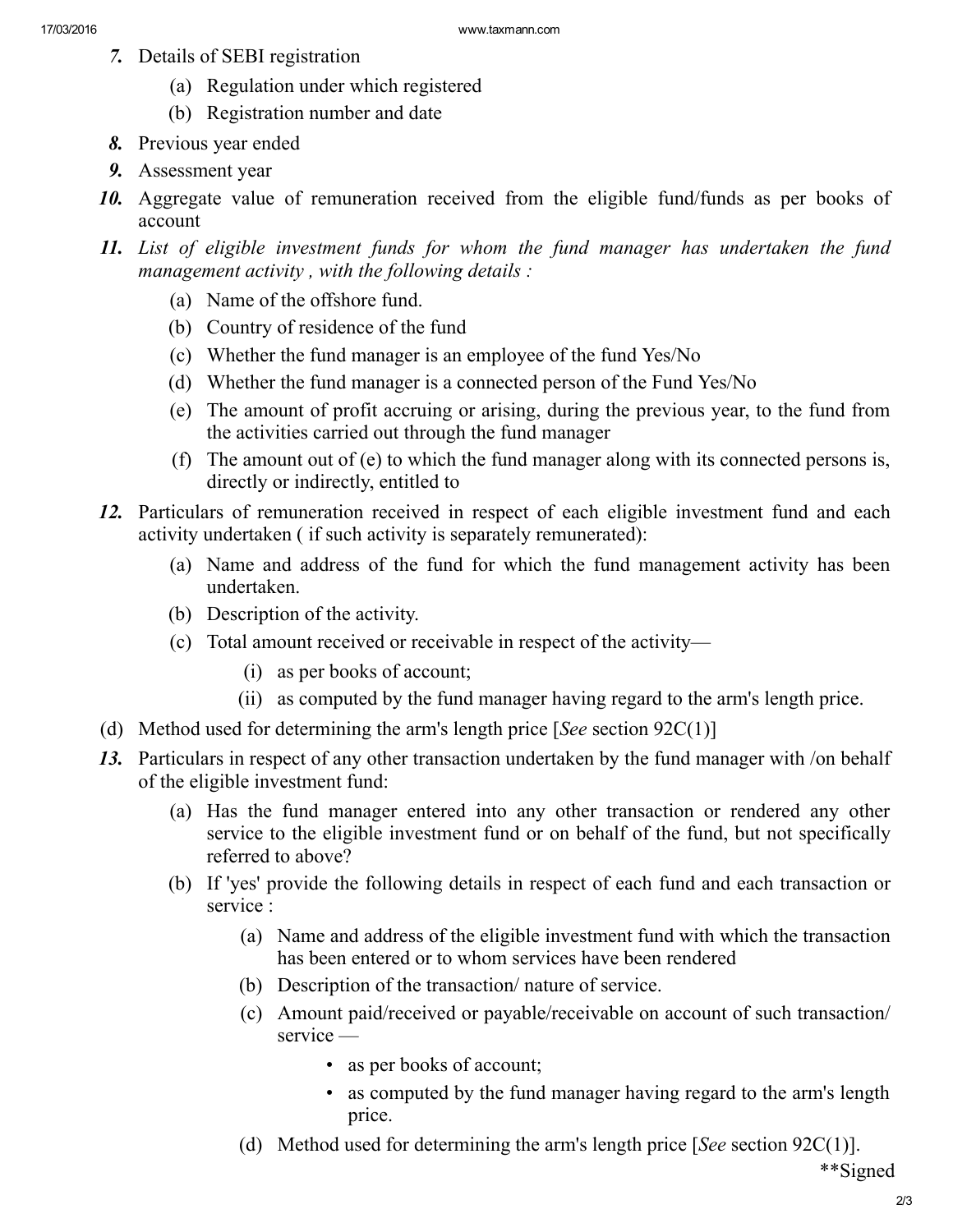*7.* Details of SEBI registration

(a) Regulation under which registered

(b) Registration number and date

*8.* Previous year ended

*9.* Assessment year

*10.* Aggregate value of remuneration received from the eligible fund/funds as per books of account

*11.* *List of eligible investment funds for whom the fund manager has undertaken the fund management activity , with the following details :*

(a) Name of the offshore fund.

(b) Country of residence of the fund

(c) Whether the fund manager is an employee of the fund Yes/No

(d) Whether the fund manager is a connected person of the Fund Yes/No

(e) The amount of profit accruing or arising, during the previous year, to the fund from the activities carried out through the fund manager

(f) The amount out of (e) to which the fund manager along with its connected persons is, directly or indirectly, entitled to

*12.* Particulars of remuneration received in respect of each eligible investment fund and each activity undertaken ( if such activity is separately remunerated):

(a) Name and address of the fund for which the fund management activity has been undertaken.

(b) Description of the activity.

(c) Total amount received or receivable in respect of the activity—

(i) as per books of account;

(ii) as computed by the fund manager having regard to the arm's length price.

(d) Method used for determining the arm's length price [*See* section 92C(1)]

*13.* Particulars in respect of any other transaction undertaken by the fund manager with /on behalf of the eligible investment fund:

(a) Has the fund manager entered into any other transaction or rendered any other service to the eligible investment fund or on behalf of the fund, but not specifically referred to above?

(b) If 'yes' provide the following details in respect of each fund and each transaction or service :

(a) Name and address of the eligible investment fund with which the transaction has been entered or to whom services have been rendered

(b) Description of the transaction/ nature of service.

(c) Amount paid/received or payable/receivable on account of such transaction/ service —

- as per books of account;
- as computed by the fund manager having regard to the arm's length price.

(d) Method used for determining the arm's length price [*See* section 92C(1)].

**Signed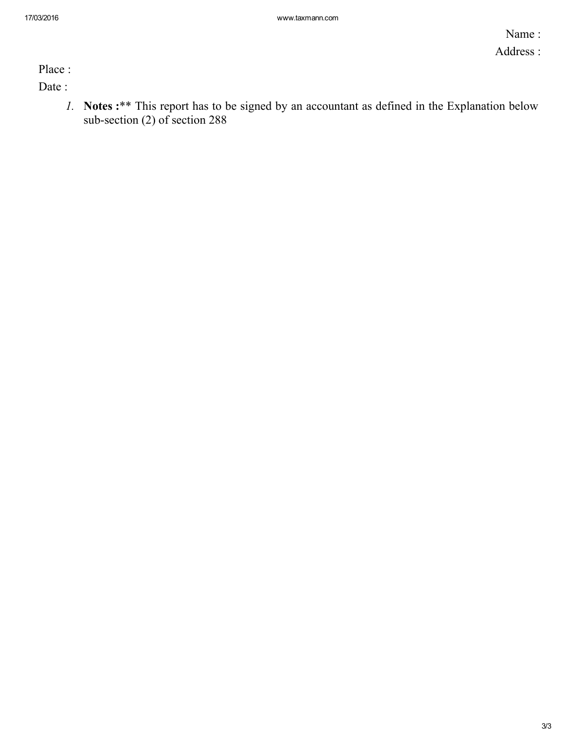Name :

Address :

Place :

Date :

1. **Notes :**** This report has to be signed by an accountant as defined in the Explanation below sub-section (2) of section 288